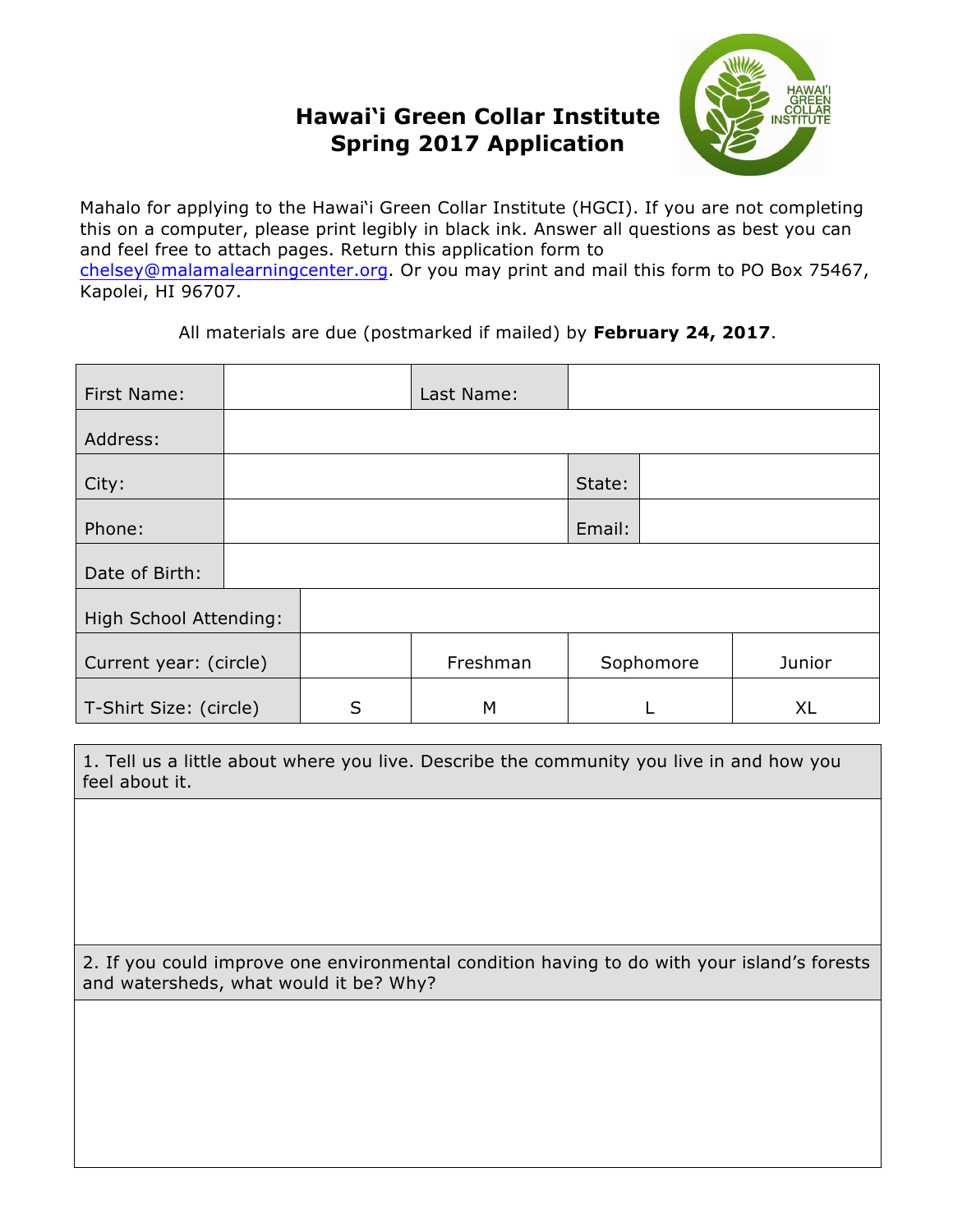# Hawaiʻi Green Collar Institute
# Spring 2017 Application

Mahalo for applying to the Hawaiʻi Green Collar Institute (HGCI). If you are not completing this on a computer, please print legibly in black ink. Answer all questions as best you can and feel free to attach pages. Return this application form to chelsey@malamalearningcenter.org. Or you may print and mail this form to PO Box 75467, Kapolei, HI 96707.

All materials are due (postmarked if mailed) by **February 24, 2017**.

| First Name: | | Last Name: | | |
|---|---|---|---|---|
| Address: | | | | |
| City: | | | State: | |
| Phone: | | | Email: | |
| Date of Birth: | | | | |
| High School Attending: | | | | |
| Current year: (circle) | | Freshman | Sophomore | Junior |
| T-Shirt Size: (circle) | S | M | L | XL |

| 1. Tell us a little about where you live. Describe the community you live in and how you feel about it. |
|---|
| |

| 2. If you could improve one environmental condition having to do with your island's forests and watersheds, what would it be? Why? |
|---|
| |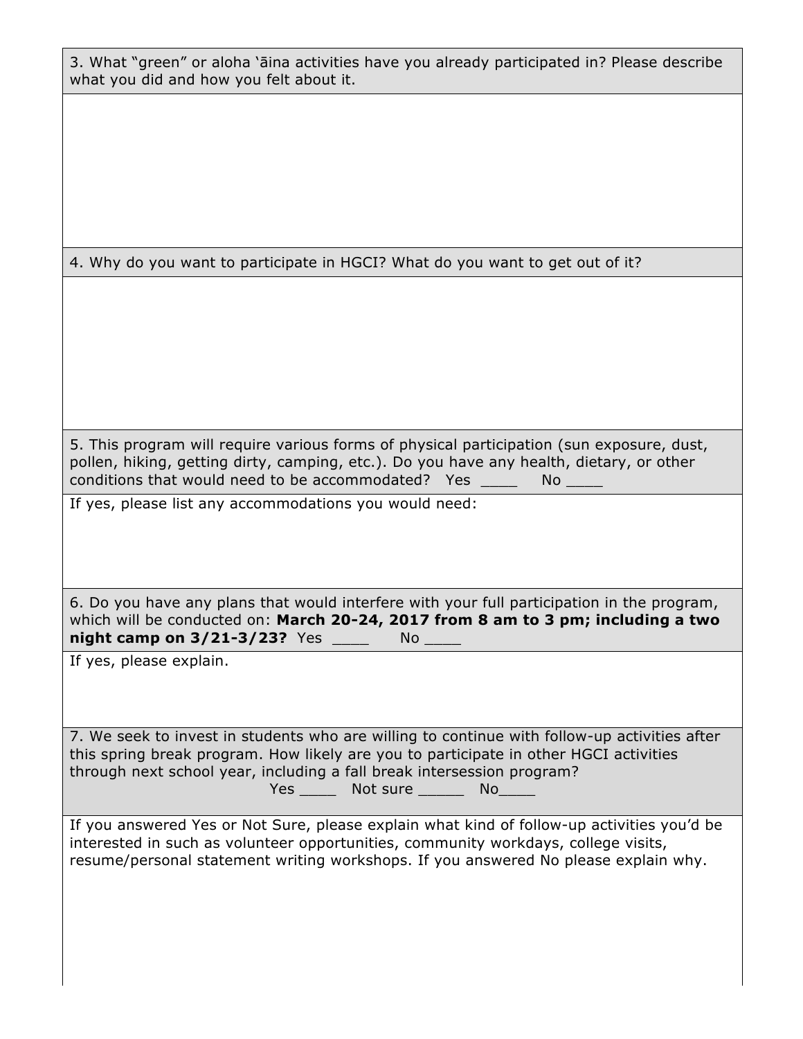3. What "green" or aloha ʻāina activities have you already participated in? Please describe what you did and how you felt about it.

4. Why do you want to participate in HGCI? What do you want to get out of it?

5. This program will require various forms of physical participation (sun exposure, dust, pollen, hiking, getting dirty, camping, etc.). Do you have any health, dietary, or other conditions that would need to be accommodated? Yes ____ No ____

If yes, please list any accommodations you would need:

6. Do you have any plans that would interfere with your full participation in the program, which will be conducted on: **March 20-24, 2017 from 8 am to 3 pm; including a two night camp on 3/21-3/23?** Yes ____ No ____

If yes, please explain.

7. We seek to invest in students who are willing to continue with follow-up activities after this spring break program. How likely are you to participate in other HGCI activities through next school year, including a fall break intersession program?

Yes ____ Not sure _____ No____

If you answered Yes or Not Sure, please explain what kind of follow-up activities you'd be interested in such as volunteer opportunities, community workdays, college visits, resume/personal statement writing workshops. If you answered No please explain why.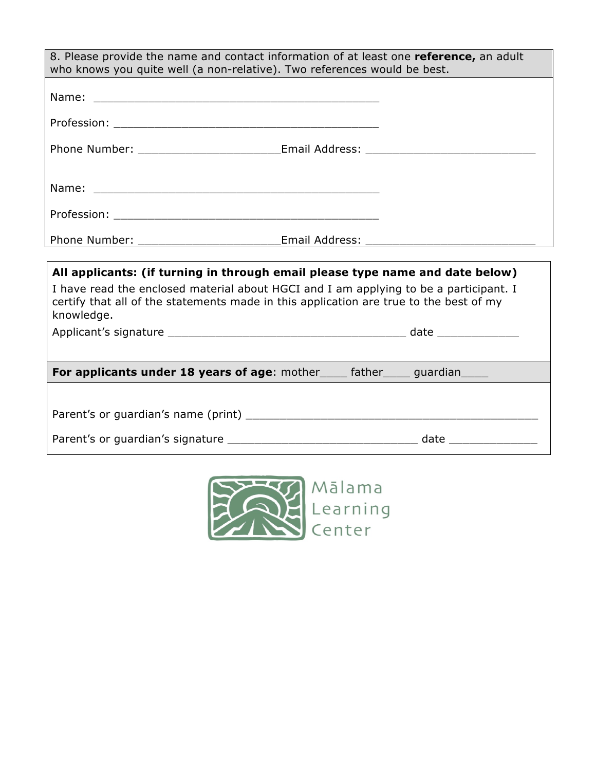8. Please provide the name and contact information of at least one **reference,** an adult who knows you quite well (a non-relative). Two references would be best.

Name: ____________________________________________

Profession: ________________________________________

Phone Number: ______________________Email Address: __________________________

Name: ____________________________________________

Profession: ________________________________________

Phone Number: ______________________Email Address: __________________________

**All applicants: (if turning in through email please type name and date below)**

I have read the enclosed material about HGCI and I am applying to be a participant. I certify that all of the statements made in this application are true to the best of my knowledge.

Applicant's signature ____________________________________ date ____________

**For applicants under 18 years of age**: mother____ father____ guardian____

Parent's or guardian's name (print) _______________________________________________

Parent's or guardian's signature _____________________________ date _____________

Mālama Learning Center